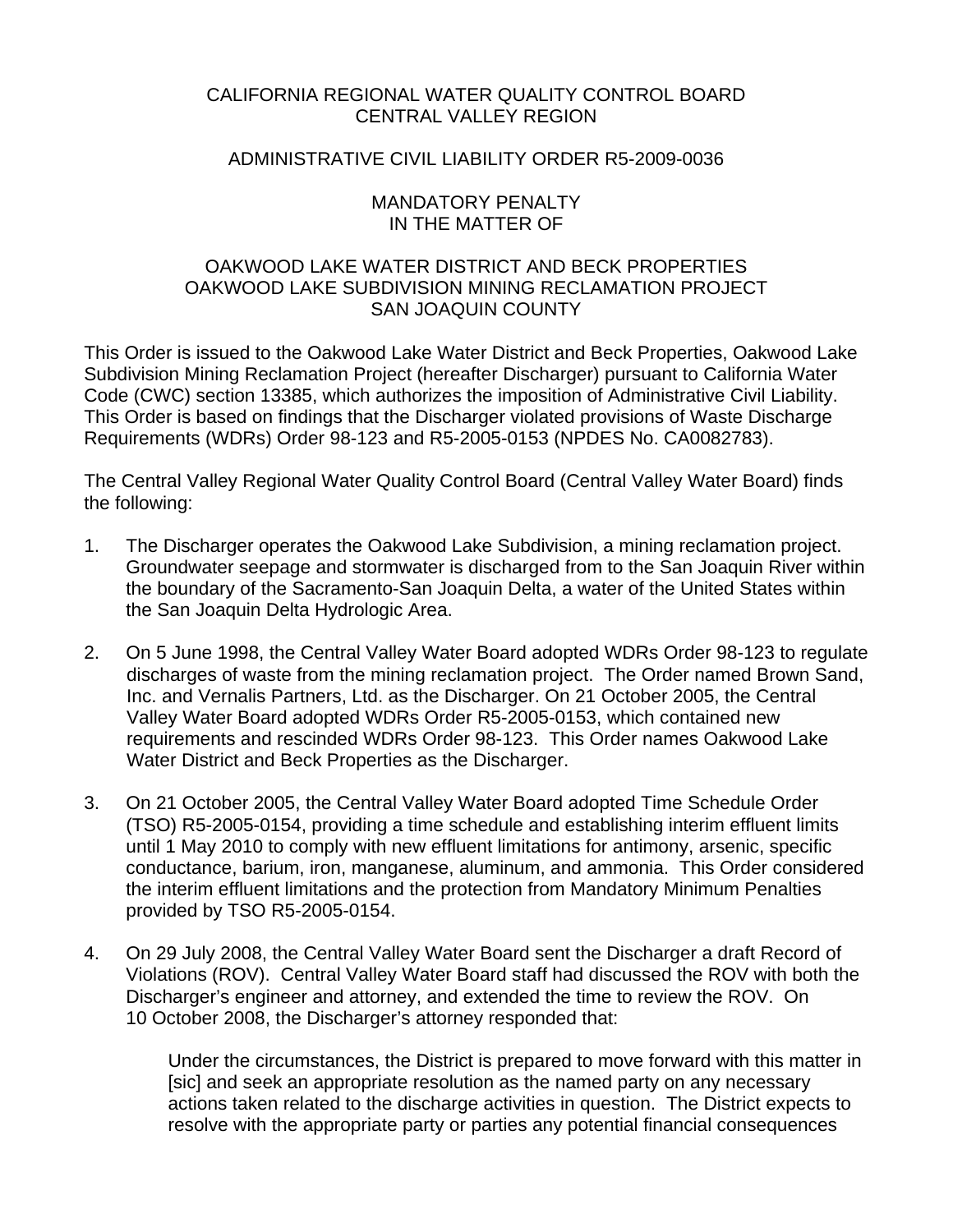CALIFORNIA REGIONAL WATER QUALITY CONTROL BOARD
CENTRAL VALLEY REGION

ADMINISTRATIVE CIVIL LIABILITY ORDER R5-2009-0036

MANDATORY PENALTY
IN THE MATTER OF

OAKWOOD LAKE WATER DISTRICT AND BECK PROPERTIES
OAKWOOD LAKE SUBDIVISION MINING RECLAMATION PROJECT
SAN JOAQUIN COUNTY

This Order is issued to the Oakwood Lake Water District and Beck Properties, Oakwood Lake Subdivision Mining Reclamation Project (hereafter Discharger) pursuant to California Water Code (CWC) section 13385, which authorizes the imposition of Administrative Civil Liability. This Order is based on findings that the Discharger violated provisions of Waste Discharge Requirements (WDRs) Order 98-123 and R5-2005-0153 (NPDES No. CA0082783).

The Central Valley Regional Water Quality Control Board (Central Valley Water Board) finds the following:

1. The Discharger operates the Oakwood Lake Subdivision, a mining reclamation project. Groundwater seepage and stormwater is discharged from to the San Joaquin River within the boundary of the Sacramento-San Joaquin Delta, a water of the United States within the San Joaquin Delta Hydrologic Area.

2. On 5 June 1998, the Central Valley Water Board adopted WDRs Order 98-123 to regulate discharges of waste from the mining reclamation project. The Order named Brown Sand, Inc. and Vernalis Partners, Ltd. as the Discharger. On 21 October 2005, the Central Valley Water Board adopted WDRs Order R5-2005-0153, which contained new requirements and rescinded WDRs Order 98-123. This Order names Oakwood Lake Water District and Beck Properties as the Discharger.

3. On 21 October 2005, the Central Valley Water Board adopted Time Schedule Order (TSO) R5-2005-0154, providing a time schedule and establishing interim effluent limits until 1 May 2010 to comply with new effluent limitations for antimony, arsenic, specific conductance, barium, iron, manganese, aluminum, and ammonia. This Order considered the interim effluent limitations and the protection from Mandatory Minimum Penalties provided by TSO R5-2005-0154.

4. On 29 July 2008, the Central Valley Water Board sent the Discharger a draft Record of Violations (ROV). Central Valley Water Board staff had discussed the ROV with both the Discharger's engineer and attorney, and extended the time to review the ROV. On 10 October 2008, the Discharger's attorney responded that:

   Under the circumstances, the District is prepared to move forward with this matter in [sic] and seek an appropriate resolution as the named party on any necessary actions taken related to the discharge activities in question. The District expects to resolve with the appropriate party or parties any potential financial consequences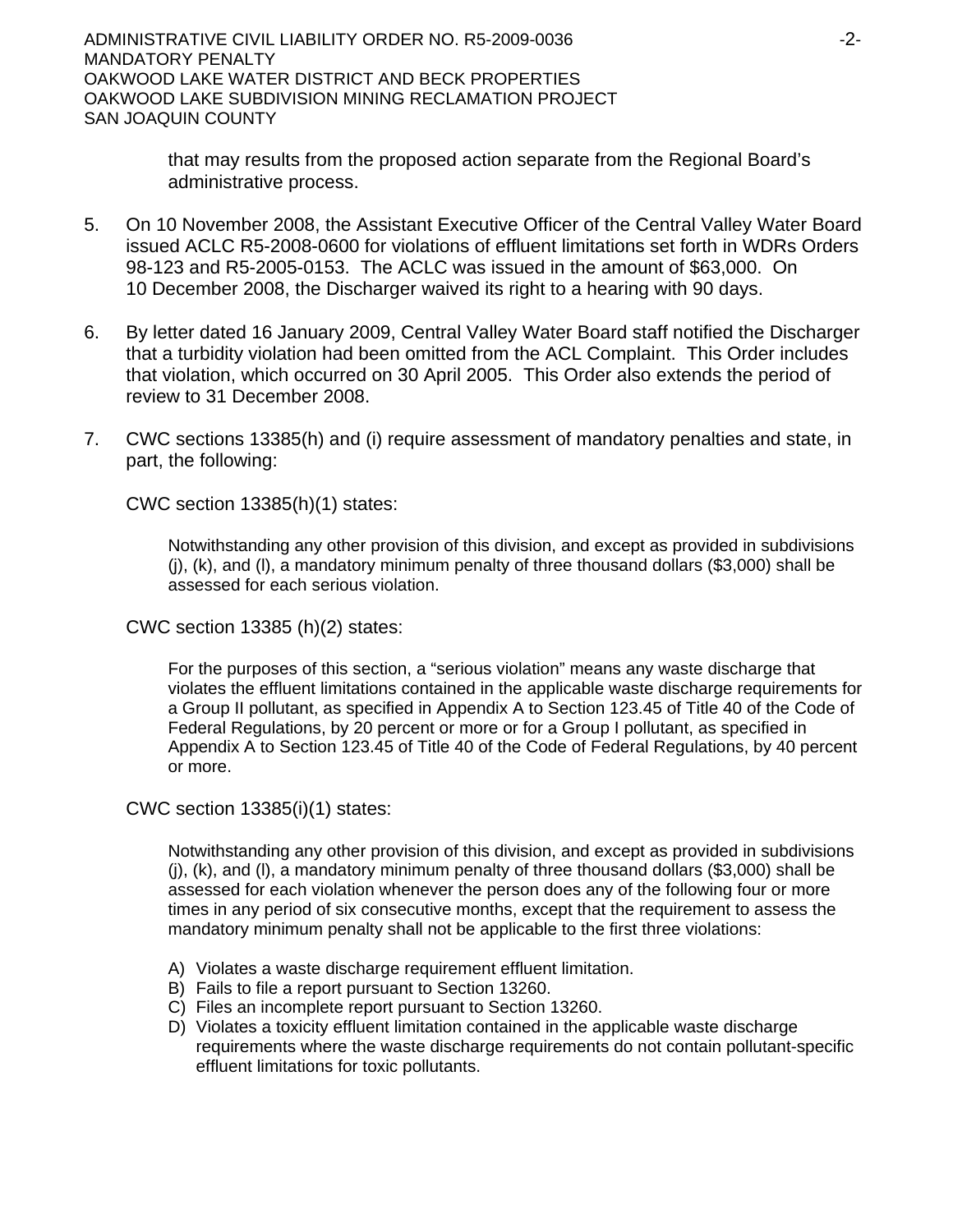that may results from the proposed action separate from the Regional Board's administrative process.

5. On 10 November 2008, the Assistant Executive Officer of the Central Valley Water Board issued ACLC R5-2008-0600 for violations of effluent limitations set forth in WDRs Orders 98-123 and R5-2005-0153. The ACLC was issued in the amount of $63,000. On 10 December 2008, the Discharger waived its right to a hearing with 90 days.

6. By letter dated 16 January 2009, Central Valley Water Board staff notified the Discharger that a turbidity violation had been omitted from the ACL Complaint. This Order includes that violation, which occurred on 30 April 2005. This Order also extends the period of review to 31 December 2008.

7. CWC sections 13385(h) and (i) require assessment of mandatory penalties and state, in part, the following:

   CWC section 13385(h)(1) states:

   > Notwithstanding any other provision of this division, and except as provided in subdivisions (j), (k), and (l), a mandatory minimum penalty of three thousand dollars ($3,000) shall be assessed for each serious violation.

   CWC section 13385 (h)(2) states:

   > For the purposes of this section, a "serious violation" means any waste discharge that violates the effluent limitations contained in the applicable waste discharge requirements for a Group II pollutant, as specified in Appendix A to Section 123.45 of Title 40 of the Code of Federal Regulations, by 20 percent or more or for a Group I pollutant, as specified in Appendix A to Section 123.45 of Title 40 of the Code of Federal Regulations, by 40 percent or more.

   CWC section 13385(i)(1) states:

   > Notwithstanding any other provision of this division, and except as provided in subdivisions (j), (k), and (l), a mandatory minimum penalty of three thousand dollars ($3,000) shall be assessed for each violation whenever the person does any of the following four or more times in any period of six consecutive months, except that the requirement to assess the mandatory minimum penalty shall not be applicable to the first three violations:
   >
   > A) Violates a waste discharge requirement effluent limitation.
   > B) Fails to file a report pursuant to Section 13260.
   > C) Files an incomplete report pursuant to Section 13260.
   > D) Violates a toxicity effluent limitation contained in the applicable waste discharge requirements where the waste discharge requirements do not contain pollutant-specific effluent limitations for toxic pollutants.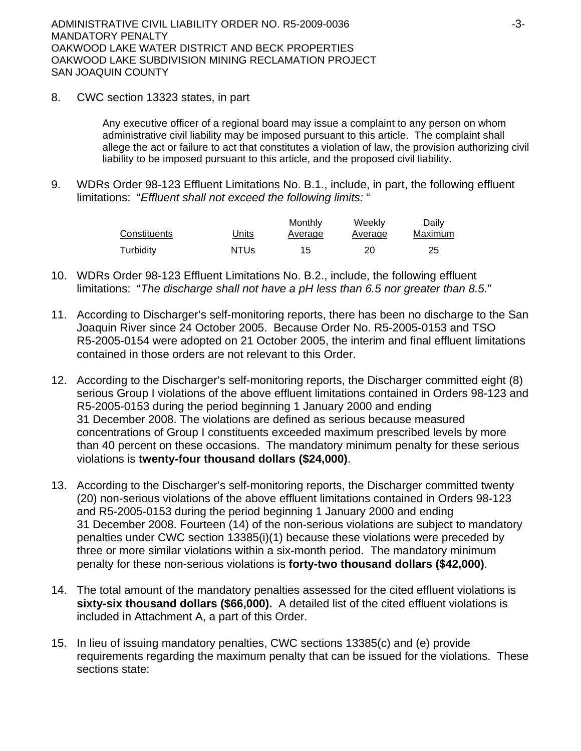8. CWC section 13323 states, in part

> Any executive officer of a regional board may issue a complaint to any person on whom administrative civil liability may be imposed pursuant to this article. The complaint shall allege the act or failure to act that constitutes a violation of law, the provision authorizing civil liability to be imposed pursuant to this article, and the proposed civil liability.

9. WDRs Order 98-123 Effluent Limitations No. B.1., include, in part, the following effluent limitations: "*Effluent shall not exceed the following limits:* "

| Constituents | Units | Monthly Average | Weekly Average | Daily Maximum |
|---|---|---|---|---|
| Turbidity | NTUs | 15 | 20 | 25 |

10. WDRs Order 98-123 Effluent Limitations No. B.2., include, the following effluent limitations: "*The discharge shall not have a pH less than 6.5 nor greater than 8.5.*"

11. According to Discharger's self-monitoring reports, there has been no discharge to the San Joaquin River since 24 October 2005. Because Order No. R5-2005-0153 and TSO R5-2005-0154 were adopted on 21 October 2005, the interim and final effluent limitations contained in those orders are not relevant to this Order.

12. According to the Discharger's self-monitoring reports, the Discharger committed eight (8) serious Group I violations of the above effluent limitations contained in Orders 98-123 and R5-2005-0153 during the period beginning 1 January 2000 and ending 31 December 2008. The violations are defined as serious because measured concentrations of Group I constituents exceeded maximum prescribed levels by more than 40 percent on these occasions. The mandatory minimum penalty for these serious violations is **twenty-four thousand dollars ($24,000)**.

13. According to the Discharger's self-monitoring reports, the Discharger committed twenty (20) non-serious violations of the above effluent limitations contained in Orders 98-123 and R5-2005-0153 during the period beginning 1 January 2000 and ending 31 December 2008. Fourteen (14) of the non-serious violations are subject to mandatory penalties under CWC section 13385(i)(1) because these violations were preceded by three or more similar violations within a six-month period. The mandatory minimum penalty for these non-serious violations is **forty-two thousand dollars ($42,000)**.

14. The total amount of the mandatory penalties assessed for the cited effluent violations is **sixty-six thousand dollars ($66,000).** A detailed list of the cited effluent violations is included in Attachment A, a part of this Order.

15. In lieu of issuing mandatory penalties, CWC sections 13385(c) and (e) provide requirements regarding the maximum penalty that can be issued for the violations. These sections state: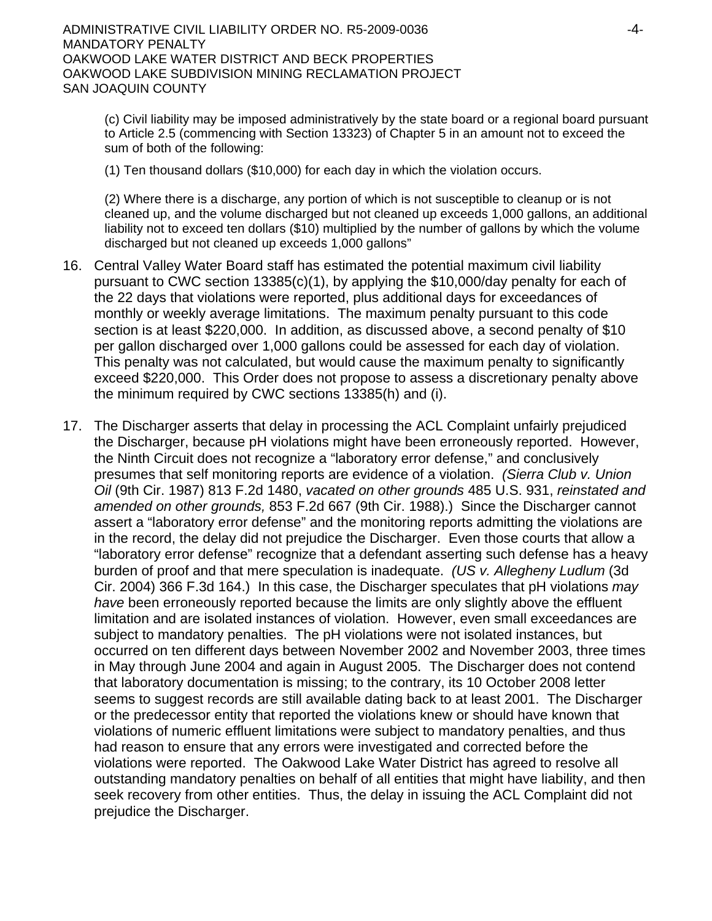(c) Civil liability may be imposed administratively by the state board or a regional board pursuant to Article 2.5 (commencing with Section 13323) of Chapter 5 in an amount not to exceed the sum of both of the following:

(1) Ten thousand dollars ($10,000) for each day in which the violation occurs.

(2) Where there is a discharge, any portion of which is not susceptible to cleanup or is not cleaned up, and the volume discharged but not cleaned up exceeds 1,000 gallons, an additional liability not to exceed ten dollars ($10) multiplied by the number of gallons by which the volume discharged but not cleaned up exceeds 1,000 gallons"

16. Central Valley Water Board staff has estimated the potential maximum civil liability pursuant to CWC section 13385(c)(1), by applying the $10,000/day penalty for each of the 22 days that violations were reported, plus additional days for exceedances of monthly or weekly average limitations. The maximum penalty pursuant to this code section is at least $220,000. In addition, as discussed above, a second penalty of $10 per gallon discharged over 1,000 gallons could be assessed for each day of violation. This penalty was not calculated, but would cause the maximum penalty to significantly exceed $220,000. This Order does not propose to assess a discretionary penalty above the minimum required by CWC sections 13385(h) and (i).

17. The Discharger asserts that delay in processing the ACL Complaint unfairly prejudiced the Discharger, because pH violations might have been erroneously reported. However, the Ninth Circuit does not recognize a "laboratory error defense," and conclusively presumes that self monitoring reports are evidence of a violation. *(Sierra Club v. Union Oil* (9th Cir. 1987) 813 F.2d 1480, *vacated on other grounds* 485 U.S. 931, *reinstated and amended on other grounds,* 853 F.2d 667 (9th Cir. 1988).) Since the Discharger cannot assert a "laboratory error defense" and the monitoring reports admitting the violations are in the record, the delay did not prejudice the Discharger. Even those courts that allow a "laboratory error defense" recognize that a defendant asserting such defense has a heavy burden of proof and that mere speculation is inadequate. *(US v. Allegheny Ludlum* (3d Cir. 2004) 366 F.3d 164.) In this case, the Discharger speculates that pH violations *may have* been erroneously reported because the limits are only slightly above the effluent limitation and are isolated instances of violation. However, even small exceedances are subject to mandatory penalties. The pH violations were not isolated instances, but occurred on ten different days between November 2002 and November 2003, three times in May through June 2004 and again in August 2005. The Discharger does not contend that laboratory documentation is missing; to the contrary, its 10 October 2008 letter seems to suggest records are still available dating back to at least 2001. The Discharger or the predecessor entity that reported the violations knew or should have known that violations of numeric effluent limitations were subject to mandatory penalties, and thus had reason to ensure that any errors were investigated and corrected before the violations were reported. The Oakwood Lake Water District has agreed to resolve all outstanding mandatory penalties on behalf of all entities that might have liability, and then seek recovery from other entities. Thus, the delay in issuing the ACL Complaint did not prejudice the Discharger.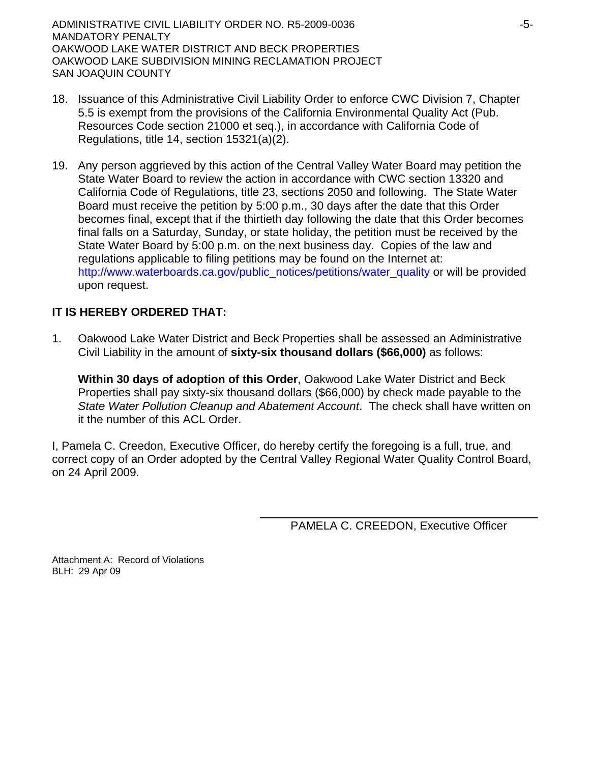18. Issuance of this Administrative Civil Liability Order to enforce CWC Division 7, Chapter 5.5 is exempt from the provisions of the California Environmental Quality Act (Pub. Resources Code section 21000 et seq.), in accordance with California Code of Regulations, title 14, section 15321(a)(2).

19. Any person aggrieved by this action of the Central Valley Water Board may petition the State Water Board to review the action in accordance with CWC section 13320 and California Code of Regulations, title 23, sections 2050 and following. The State Water Board must receive the petition by 5:00 p.m., 30 days after the date that this Order becomes final, except that if the thirtieth day following the date that this Order becomes final falls on a Saturday, Sunday, or state holiday, the petition must be received by the State Water Board by 5:00 p.m. on the next business day. Copies of the law and regulations applicable to filing petitions may be found on the Internet at: http://www.waterboards.ca.gov/public_notices/petitions/water_quality or will be provided upon request.

**IT IS HEREBY ORDERED THAT:**

1. Oakwood Lake Water District and Beck Properties shall be assessed an Administrative Civil Liability in the amount of **sixty-six thousand dollars ($66,000)** as follows:

   **Within 30 days of adoption of this Order**, Oakwood Lake Water District and Beck Properties shall pay sixty-six thousand dollars ($66,000) by check made payable to the *State Water Pollution Cleanup and Abatement Account*. The check shall have written on it the number of this ACL Order.

I, Pamela C. Creedon, Executive Officer, do hereby certify the foregoing is a full, true, and correct copy of an Order adopted by the Central Valley Regional Water Quality Control Board, on 24 April 2009.

PAMELA C. CREEDON, Executive Officer

Attachment A: Record of Violations
BLH: 29 Apr 09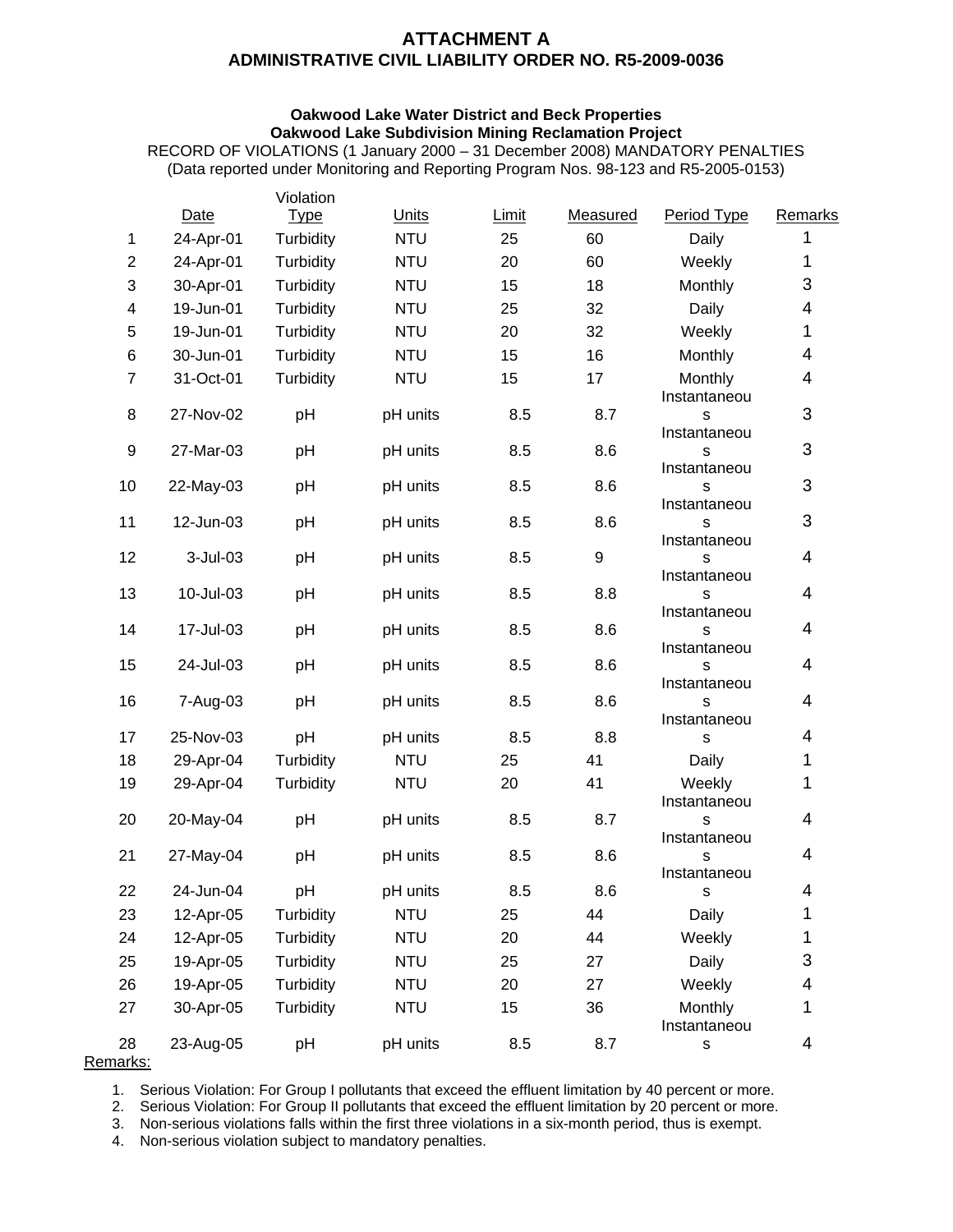# ATTACHMENT A
## ADMINISTRATIVE CIVIL LIABILITY ORDER NO. R5-2009-0036

**Oakwood Lake Water District and Beck Properties**
**Oakwood Lake Subdivision Mining Reclamation Project**
RECORD OF VIOLATIONS (1 January 2000 – 31 December 2008) MANDATORY PENALTIES
(Data reported under Monitoring and Reporting Program Nos. 98-123 and R5-2005-0153)

| | Date | Violation Type | Units | Limit | Measured | Period Type | Remarks |
|---|---|---|---|---|---|---|---|
| 1 | 24-Apr-01 | Turbidity | NTU | 25 | 60 | Daily | 1 |
| 2 | 24-Apr-01 | Turbidity | NTU | 20 | 60 | Weekly | 1 |
| 3 | 30-Apr-01 | Turbidity | NTU | 15 | 18 | Monthly | 3 |
| 4 | 19-Jun-01 | Turbidity | NTU | 25 | 32 | Daily | 4 |
| 5 | 19-Jun-01 | Turbidity | NTU | 20 | 32 | Weekly | 1 |
| 6 | 30-Jun-01 | Turbidity | NTU | 15 | 16 | Monthly | 4 |
| 7 | 31-Oct-01 | Turbidity | NTU | 15 | 17 | Monthly | 4 |
| 8 | 27-Nov-02 | pH | pH units | 8.5 | 8.7 | Instantaneous | 3 |
| 9 | 27-Mar-03 | pH | pH units | 8.5 | 8.6 | Instantaneous | 3 |
| 10 | 22-May-03 | pH | pH units | 8.5 | 8.6 | Instantaneous | 3 |
| 11 | 12-Jun-03 | pH | pH units | 8.5 | 8.6 | Instantaneous | 3 |
| 12 | 3-Jul-03 | pH | pH units | 8.5 | 9 | Instantaneous | 4 |
| 13 | 10-Jul-03 | pH | pH units | 8.5 | 8.8 | Instantaneous | 4 |
| 14 | 17-Jul-03 | pH | pH units | 8.5 | 8.6 | Instantaneous | 4 |
| 15 | 24-Jul-03 | pH | pH units | 8.5 | 8.6 | Instantaneous | 4 |
| 16 | 7-Aug-03 | pH | pH units | 8.5 | 8.6 | Instantaneous | 4 |
| 17 | 25-Nov-03 | pH | pH units | 8.5 | 8.8 | Instantaneous | 4 |
| 18 | 29-Apr-04 | Turbidity | NTU | 25 | 41 | Daily | 1 |
| 19 | 29-Apr-04 | Turbidity | NTU | 20 | 41 | Weekly | 1 |
| 20 | 20-May-04 | pH | pH units | 8.5 | 8.7 | Instantaneous | 4 |
| 21 | 27-May-04 | pH | pH units | 8.5 | 8.6 | Instantaneous | 4 |
| 22 | 24-Jun-04 | pH | pH units | 8.5 | 8.6 | Instantaneous | 4 |
| 23 | 12-Apr-05 | Turbidity | NTU | 25 | 44 | Daily | 1 |
| 24 | 12-Apr-05 | Turbidity | NTU | 20 | 44 | Weekly | 1 |
| 25 | 19-Apr-05 | Turbidity | NTU | 25 | 27 | Daily | 3 |
| 26 | 19-Apr-05 | Turbidity | NTU | 20 | 27 | Weekly | 4 |
| 27 | 30-Apr-05 | Turbidity | NTU | 15 | 36 | Monthly | 1 |
| 28 | 23-Aug-05 | pH | pH units | 8.5 | 8.7 | Instantaneous | 4 |

Remarks:

1. Serious Violation: For Group I pollutants that exceed the effluent limitation by 40 percent or more.
2. Serious Violation: For Group II pollutants that exceed the effluent limitation by 20 percent or more.
3. Non-serious violations falls within the first three violations in a six-month period, thus is exempt.
4. Non-serious violation subject to mandatory penalties.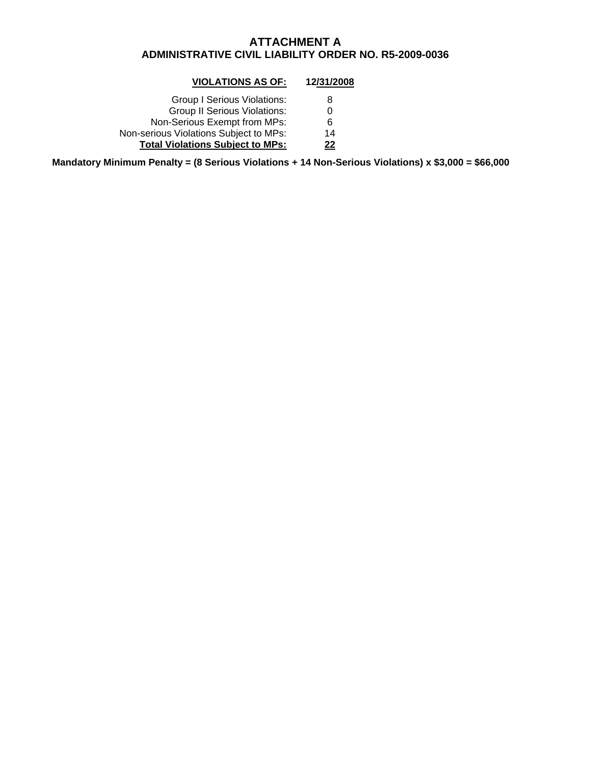# ATTACHMENT A
## ADMINISTRATIVE CIVIL LIABILITY ORDER NO. R5-2009-0036

| **VIOLATIONS AS OF:** | **12/31/2008** |
| --- | --- |
| Group I Serious Violations: | 8 |
| Group II Serious Violations: | 0 |
| Non-Serious Exempt from MPs: | 6 |
| Non-serious Violations Subject to MPs: | 14 |
| **Total Violations Subject to MPs:** | **22** |

**Mandatory Minimum Penalty = (8 Serious Violations + 14 Non-Serious Violations) x $3,000 = $66,000**